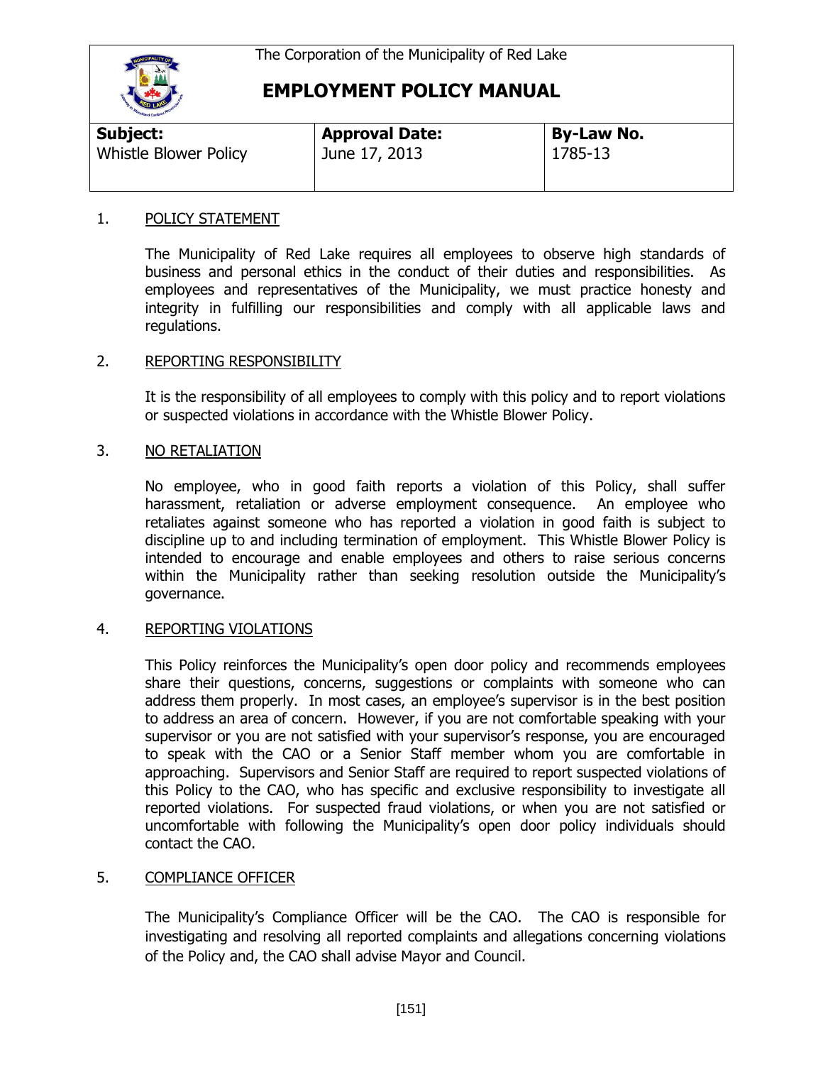The Corporation of the Municipality of Red Lake

# EMPLOYMENT POLICY MANUAL

| **Subject:** | **Approval Date:** | **By-Law No.** |
|---|---|---|
| Whistle Blower Policy | June 17, 2013 | 1785-13 |

## 1. POLICY STATEMENT

The Municipality of Red Lake requires all employees to observe high standards of business and personal ethics in the conduct of their duties and responsibilities. As employees and representatives of the Municipality, we must practice honesty and integrity in fulfilling our responsibilities and comply with all applicable laws and regulations.

## 2. REPORTING RESPONSIBILITY

It is the responsibility of all employees to comply with this policy and to report violations or suspected violations in accordance with the Whistle Blower Policy.

## 3. NO RETALIATION

No employee, who in good faith reports a violation of this Policy, shall suffer harassment, retaliation or adverse employment consequence. An employee who retaliates against someone who has reported a violation in good faith is subject to discipline up to and including termination of employment. This Whistle Blower Policy is intended to encourage and enable employees and others to raise serious concerns within the Municipality rather than seeking resolution outside the Municipality's governance.

## 4. REPORTING VIOLATIONS

This Policy reinforces the Municipality's open door policy and recommends employees share their questions, concerns, suggestions or complaints with someone who can address them properly. In most cases, an employee's supervisor is in the best position to address an area of concern. However, if you are not comfortable speaking with your supervisor or you are not satisfied with your supervisor's response, you are encouraged to speak with the CAO or a Senior Staff member whom you are comfortable in approaching. Supervisors and Senior Staff are required to report suspected violations of this Policy to the CAO, who has specific and exclusive responsibility to investigate all reported violations. For suspected fraud violations, or when you are not satisfied or uncomfortable with following the Municipality's open door policy individuals should contact the CAO.

## 5. COMPLIANCE OFFICER

The Municipality's Compliance Officer will be the CAO. The CAO is responsible for investigating and resolving all reported complaints and allegations concerning violations of the Policy and, the CAO shall advise Mayor and Council.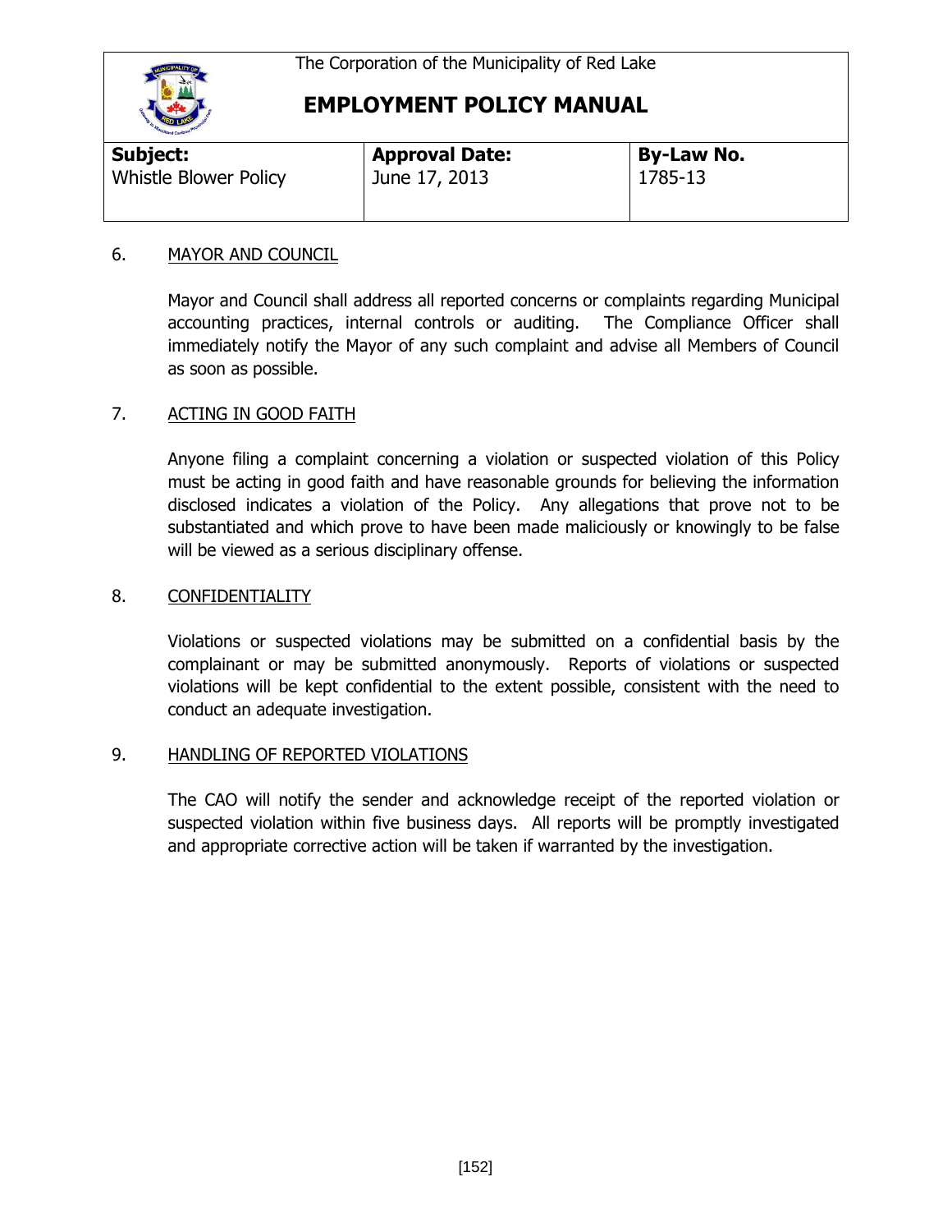6. MAYOR AND COUNCIL

   Mayor and Council shall address all reported concerns or complaints regarding Municipal accounting practices, internal controls or auditing. The Compliance Officer shall immediately notify the Mayor of any such complaint and advise all Members of Council as soon as possible.

7. ACTING IN GOOD FAITH

   Anyone filing a complaint concerning a violation or suspected violation of this Policy must be acting in good faith and have reasonable grounds for believing the information disclosed indicates a violation of the Policy. Any allegations that prove not to be substantiated and which prove to have been made maliciously or knowingly to be false will be viewed as a serious disciplinary offense.

8. CONFIDENTIALITY

   Violations or suspected violations may be submitted on a confidential basis by the complainant or may be submitted anonymously. Reports of violations or suspected violations will be kept confidential to the extent possible, consistent with the need to conduct an adequate investigation.

9. HANDLING OF REPORTED VIOLATIONS

   The CAO will notify the sender and acknowledge receipt of the reported violation or suspected violation within five business days. All reports will be promptly investigated and appropriate corrective action will be taken if warranted by the investigation.